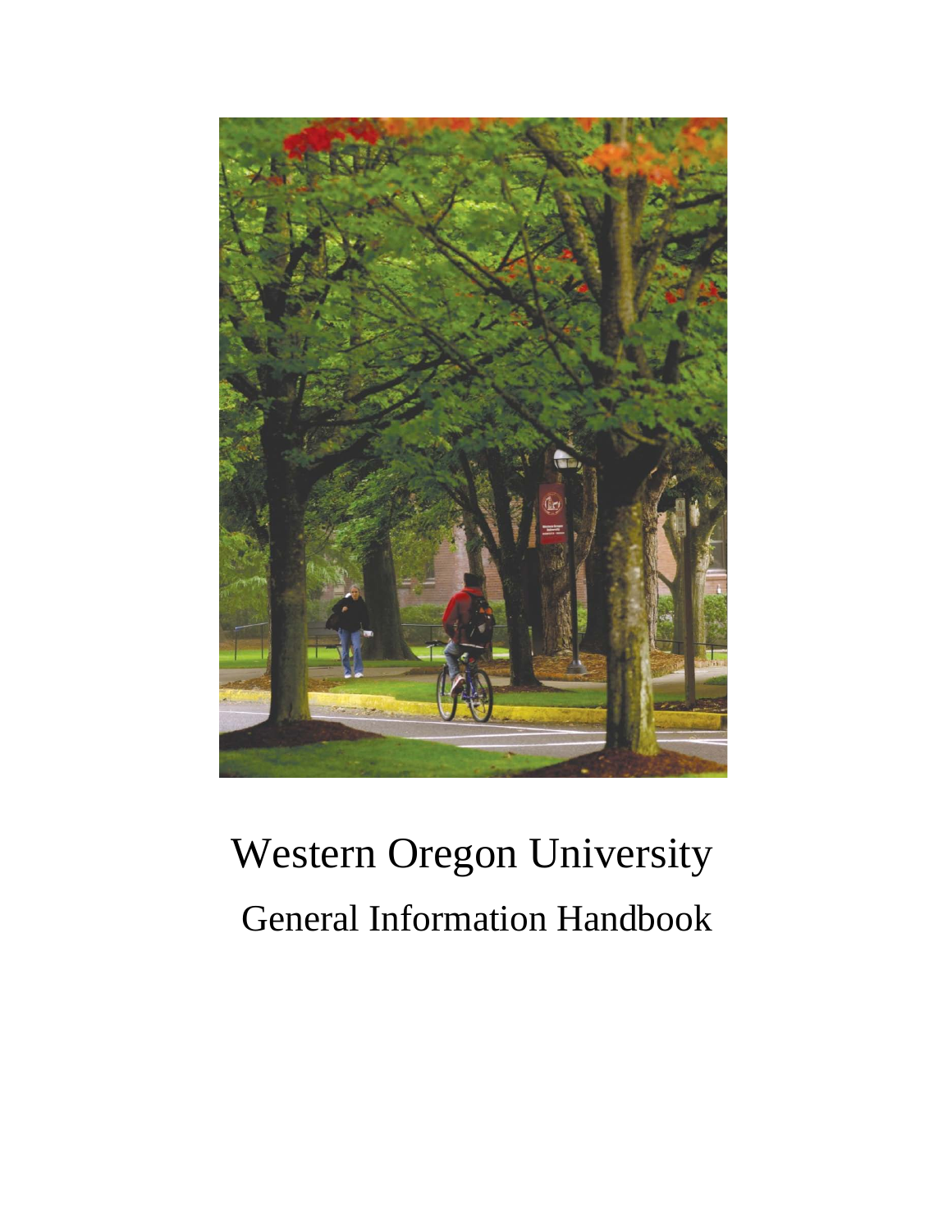# Western Oregon University

## General Information Handbook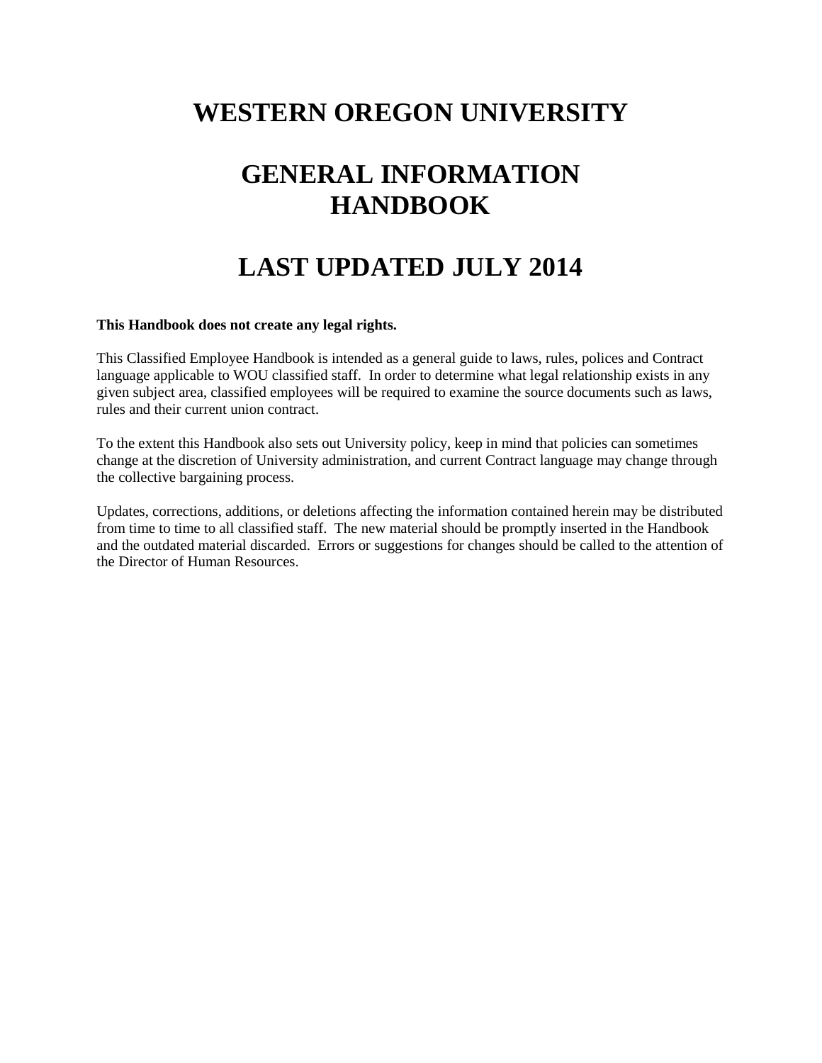# WESTERN OREGON UNIVERSITY

# GENERAL INFORMATION HANDBOOK

# LAST UPDATED JULY 2014

**This Handbook does not create any legal rights.**

This Classified Employee Handbook is intended as a general guide to laws, rules, polices and Contract language applicable to WOU classified staff. In order to determine what legal relationship exists in any given subject area, classified employees will be required to examine the source documents such as laws, rules and their current union contract.

To the extent this Handbook also sets out University policy, keep in mind that policies can sometimes change at the discretion of University administration, and current Contract language may change through the collective bargaining process.

Updates, corrections, additions, or deletions affecting the information contained herein may be distributed from time to time to all classified staff. The new material should be promptly inserted in the Handbook and the outdated material discarded. Errors or suggestions for changes should be called to the attention of the Director of Human Resources.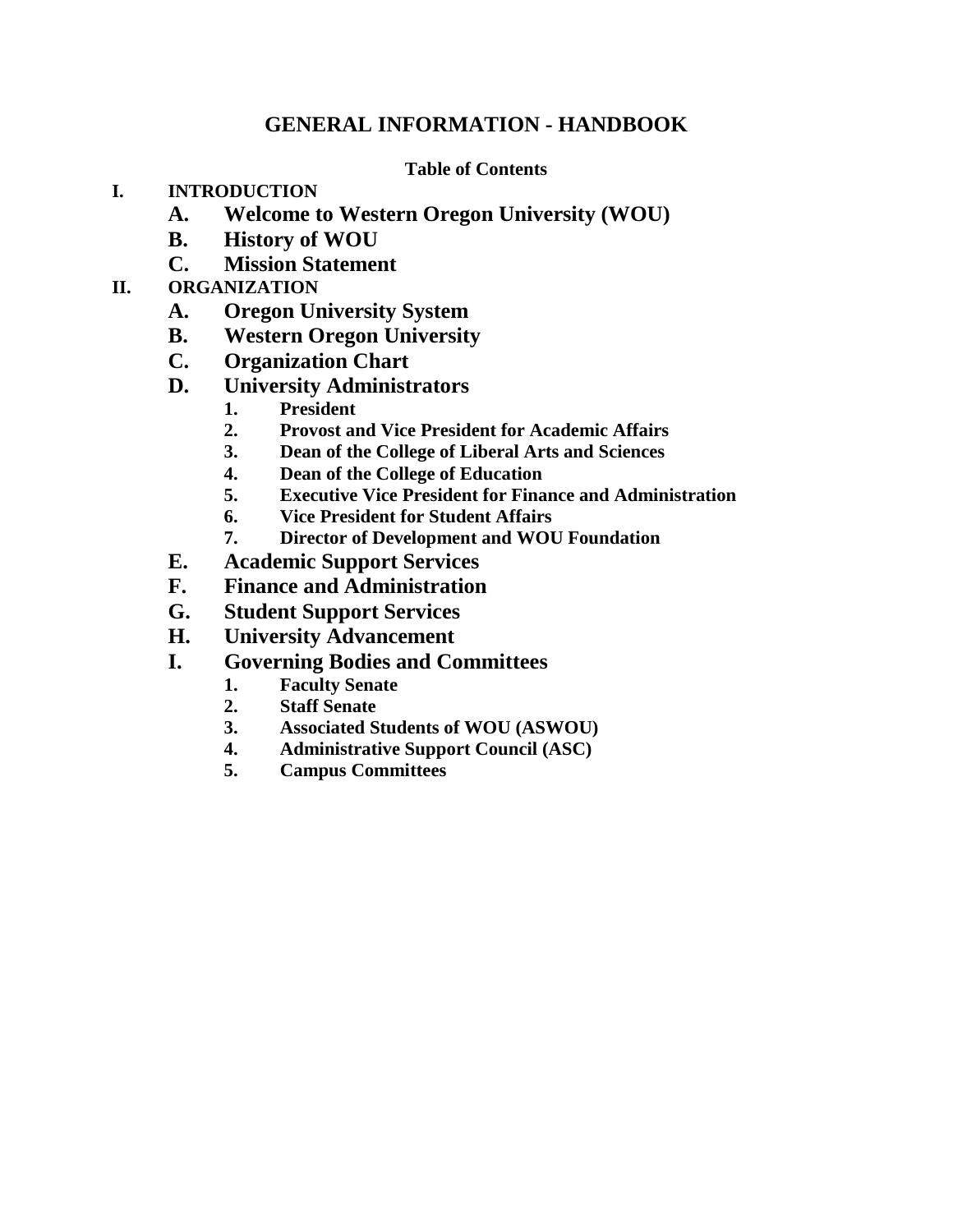# GENERAL INFORMATION - HANDBOOK

**Table of Contents**

- **I. INTRODUCTION**
  - **A. Welcome to Western Oregon University (WOU)**
  - **B. History of WOU**
  - **C. Mission Statement**
- **II. ORGANIZATION**
  - **A. Oregon University System**
  - **B. Western Oregon University**
  - **C. Organization Chart**
  - **D. University Administrators**
    1. **President**
    2. **Provost and Vice President for Academic Affairs**
    3. **Dean of the College of Liberal Arts and Sciences**
    4. **Dean of the College of Education**
    5. **Executive Vice President for Finance and Administration**
    6. **Vice President for Student Affairs**
    7. **Director of Development and WOU Foundation**
  - **E. Academic Support Services**
  - **F. Finance and Administration**
  - **G. Student Support Services**
  - **H. University Advancement**
  - **I. Governing Bodies and Committees**
    1. **Faculty Senate**
    2. **Staff Senate**
    3. **Associated Students of WOU (ASWOU)**
    4. **Administrative Support Council (ASC)**
    5. **Campus Committees**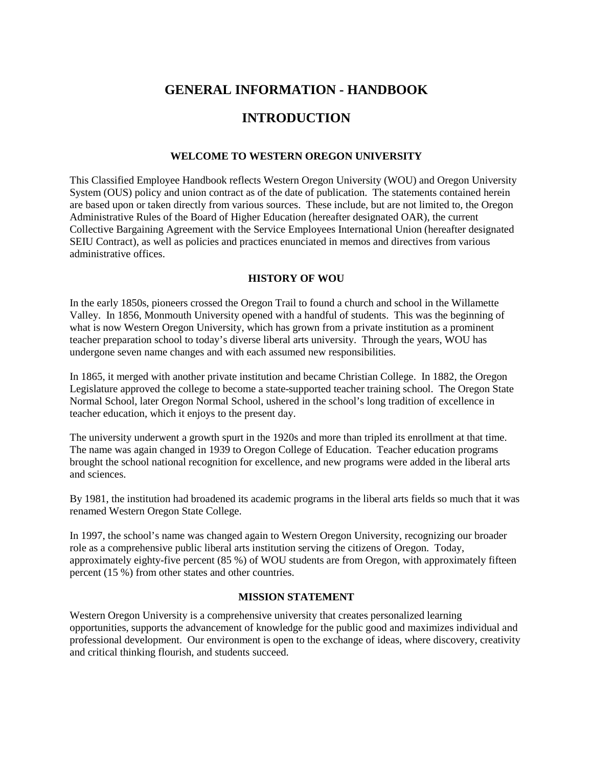# GENERAL INFORMATION - HANDBOOK

# INTRODUCTION

### WELCOME TO WESTERN OREGON UNIVERSITY

This Classified Employee Handbook reflects Western Oregon University (WOU) and Oregon University System (OUS) policy and union contract as of the date of publication. The statements contained herein are based upon or taken directly from various sources. These include, but are not limited to, the Oregon Administrative Rules of the Board of Higher Education (hereafter designated OAR), the current Collective Bargaining Agreement with the Service Employees International Union (hereafter designated SEIU Contract), as well as policies and practices enunciated in memos and directives from various administrative offices.

### HISTORY OF WOU

In the early 1850s, pioneers crossed the Oregon Trail to found a church and school in the Willamette Valley. In 1856, Monmouth University opened with a handful of students. This was the beginning of what is now Western Oregon University, which has grown from a private institution as a prominent teacher preparation school to today's diverse liberal arts university. Through the years, WOU has undergone seven name changes and with each assumed new responsibilities.

In 1865, it merged with another private institution and became Christian College. In 1882, the Oregon Legislature approved the college to become a state-supported teacher training school. The Oregon State Normal School, later Oregon Normal School, ushered in the school's long tradition of excellence in teacher education, which it enjoys to the present day.

The university underwent a growth spurt in the 1920s and more than tripled its enrollment at that time. The name was again changed in 1939 to Oregon College of Education. Teacher education programs brought the school national recognition for excellence, and new programs were added in the liberal arts and sciences.

By 1981, the institution had broadened its academic programs in the liberal arts fields so much that it was renamed Western Oregon State College.

In 1997, the school's name was changed again to Western Oregon University, recognizing our broader role as a comprehensive public liberal arts institution serving the citizens of Oregon. Today, approximately eighty-five percent (85 %) of WOU students are from Oregon, with approximately fifteen percent (15 %) from other states and other countries.

### MISSION STATEMENT

Western Oregon University is a comprehensive university that creates personalized learning opportunities, supports the advancement of knowledge for the public good and maximizes individual and professional development. Our environment is open to the exchange of ideas, where discovery, creativity and critical thinking flourish, and students succeed.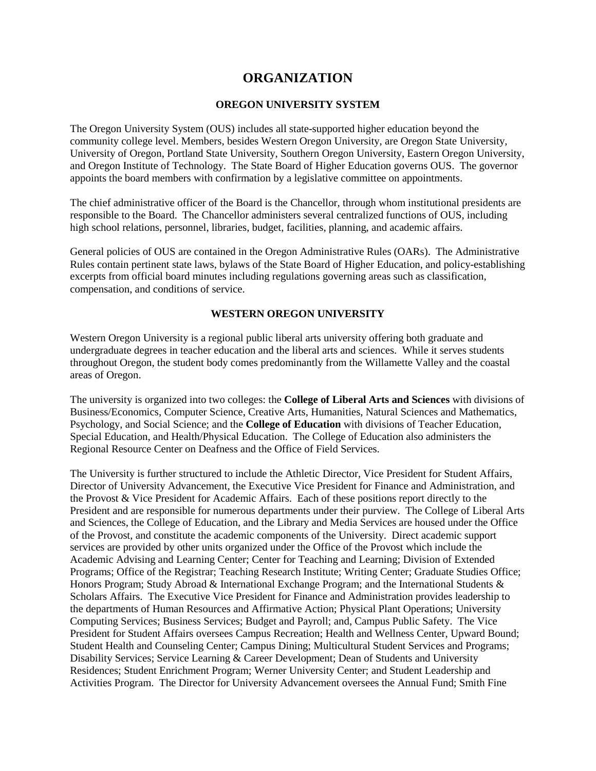# ORGANIZATION

## OREGON UNIVERSITY SYSTEM

The Oregon University System (OUS) includes all state-supported higher education beyond the community college level. Members, besides Western Oregon University, are Oregon State University, University of Oregon, Portland State University, Southern Oregon University, Eastern Oregon University, and Oregon Institute of Technology. The State Board of Higher Education governs OUS. The governor appoints the board members with confirmation by a legislative committee on appointments.

The chief administrative officer of the Board is the Chancellor, through whom institutional presidents are responsible to the Board. The Chancellor administers several centralized functions of OUS, including high school relations, personnel, libraries, budget, facilities, planning, and academic affairs.

General policies of OUS are contained in the Oregon Administrative Rules (OARs). The Administrative Rules contain pertinent state laws, bylaws of the State Board of Higher Education, and policy-establishing excerpts from official board minutes including regulations governing areas such as classification, compensation, and conditions of service.

## WESTERN OREGON UNIVERSITY

Western Oregon University is a regional public liberal arts university offering both graduate and undergraduate degrees in teacher education and the liberal arts and sciences. While it serves students throughout Oregon, the student body comes predominantly from the Willamette Valley and the coastal areas of Oregon.

The university is organized into two colleges: the **College of Liberal Arts and Sciences** with divisions of Business/Economics, Computer Science, Creative Arts, Humanities, Natural Sciences and Mathematics, Psychology, and Social Science; and the **College of Education** with divisions of Teacher Education, Special Education, and Health/Physical Education. The College of Education also administers the Regional Resource Center on Deafness and the Office of Field Services.

The University is further structured to include the Athletic Director, Vice President for Student Affairs, Director of University Advancement, the Executive Vice President for Finance and Administration, and the Provost & Vice President for Academic Affairs. Each of these positions report directly to the President and are responsible for numerous departments under their purview. The College of Liberal Arts and Sciences, the College of Education, and the Library and Media Services are housed under the Office of the Provost, and constitute the academic components of the University. Direct academic support services are provided by other units organized under the Office of the Provost which include the Academic Advising and Learning Center; Center for Teaching and Learning; Division of Extended Programs; Office of the Registrar; Teaching Research Institute; Writing Center; Graduate Studies Office; Honors Program; Study Abroad & International Exchange Program; and the International Students & Scholars Affairs. The Executive Vice President for Finance and Administration provides leadership to the departments of Human Resources and Affirmative Action; Physical Plant Operations; University Computing Services; Business Services; Budget and Payroll; and, Campus Public Safety. The Vice President for Student Affairs oversees Campus Recreation; Health and Wellness Center, Upward Bound; Student Health and Counseling Center; Campus Dining; Multicultural Student Services and Programs; Disability Services; Service Learning & Career Development; Dean of Students and University Residences; Student Enrichment Program; Werner University Center; and Student Leadership and Activities Program. The Director for University Advancement oversees the Annual Fund; Smith Fine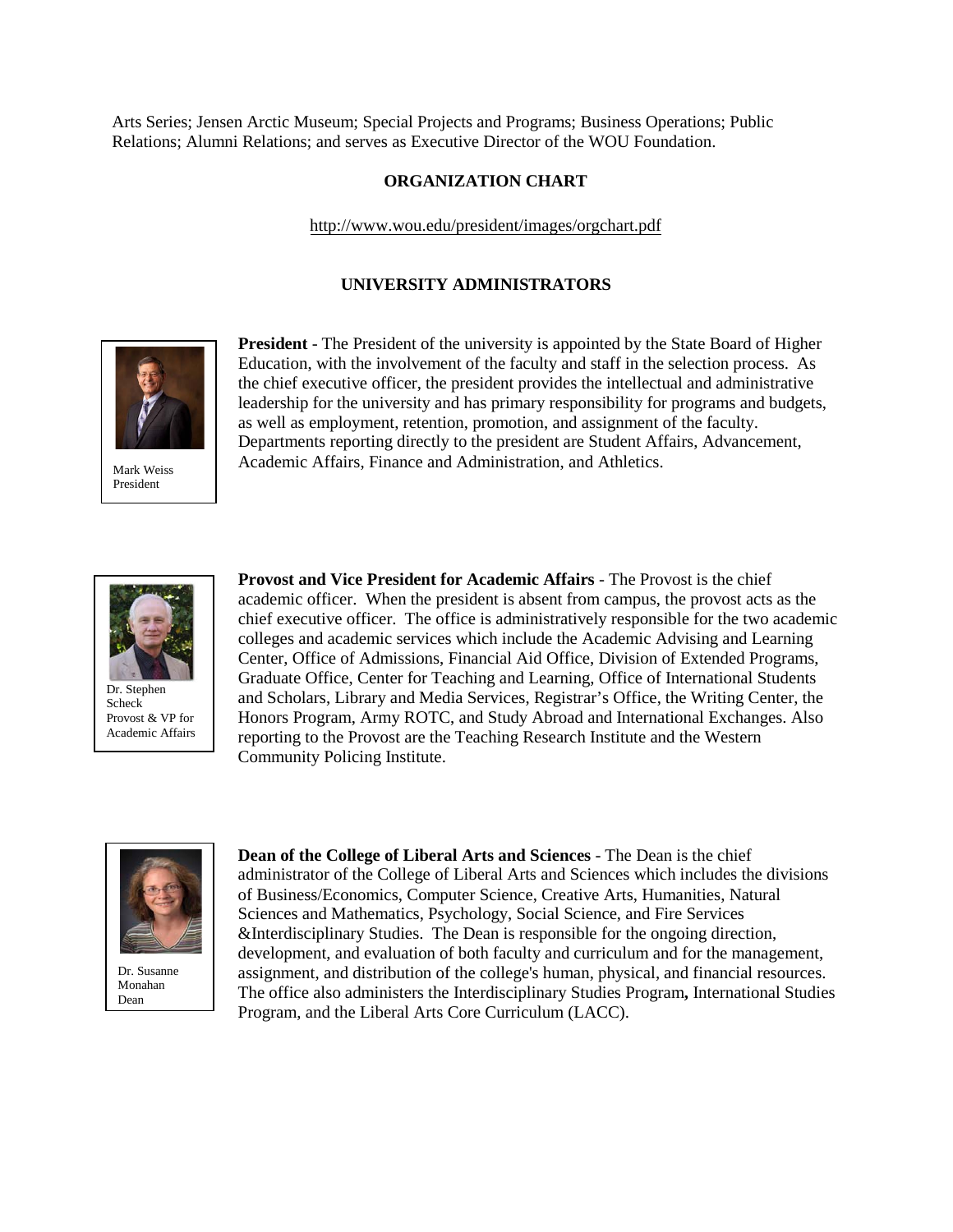Arts Series; Jensen Arctic Museum; Special Projects and Programs; Business Operations; Public Relations; Alumni Relations; and serves as Executive Director of the WOU Foundation.

## ORGANIZATION CHART

http://www.wou.edu/president/images/orgchart.pdf

## UNIVERSITY ADMINISTRATORS

Mark Weiss
President

**President** - The President of the university is appointed by the State Board of Higher Education, with the involvement of the faculty and staff in the selection process. As the chief executive officer, the president provides the intellectual and administrative leadership for the university and has primary responsibility for programs and budgets, as well as employment, retention, promotion, and assignment of the faculty. Departments reporting directly to the president are Student Affairs, Advancement, Academic Affairs, Finance and Administration, and Athletics.

Dr. Stephen Scheck
Provost & VP for Academic Affairs

**Provost and Vice President for Academic Affairs** - The Provost is the chief academic officer. When the president is absent from campus, the provost acts as the chief executive officer. The office is administratively responsible for the two academic colleges and academic services which include the Academic Advising and Learning Center, Office of Admissions, Financial Aid Office, Division of Extended Programs, Graduate Office, Center for Teaching and Learning, Office of International Students and Scholars, Library and Media Services, Registrar's Office, the Writing Center, the Honors Program, Army ROTC, and Study Abroad and International Exchanges. Also reporting to the Provost are the Teaching Research Institute and the Western Community Policing Institute.

Dr. Susanne Monahan
Dean

**Dean of the College of Liberal Arts and Sciences** - The Dean is the chief administrator of the College of Liberal Arts and Sciences which includes the divisions of Business/Economics, Computer Science, Creative Arts, Humanities, Natural Sciences and Mathematics, Psychology, Social Science, and Fire Services &Interdisciplinary Studies. The Dean is responsible for the ongoing direction, development, and evaluation of both faculty and curriculum and for the management, assignment, and distribution of the college's human, physical, and financial resources. The office also administers the Interdisciplinary Studies Program**,** International Studies Program, and the Liberal Arts Core Curriculum (LACC).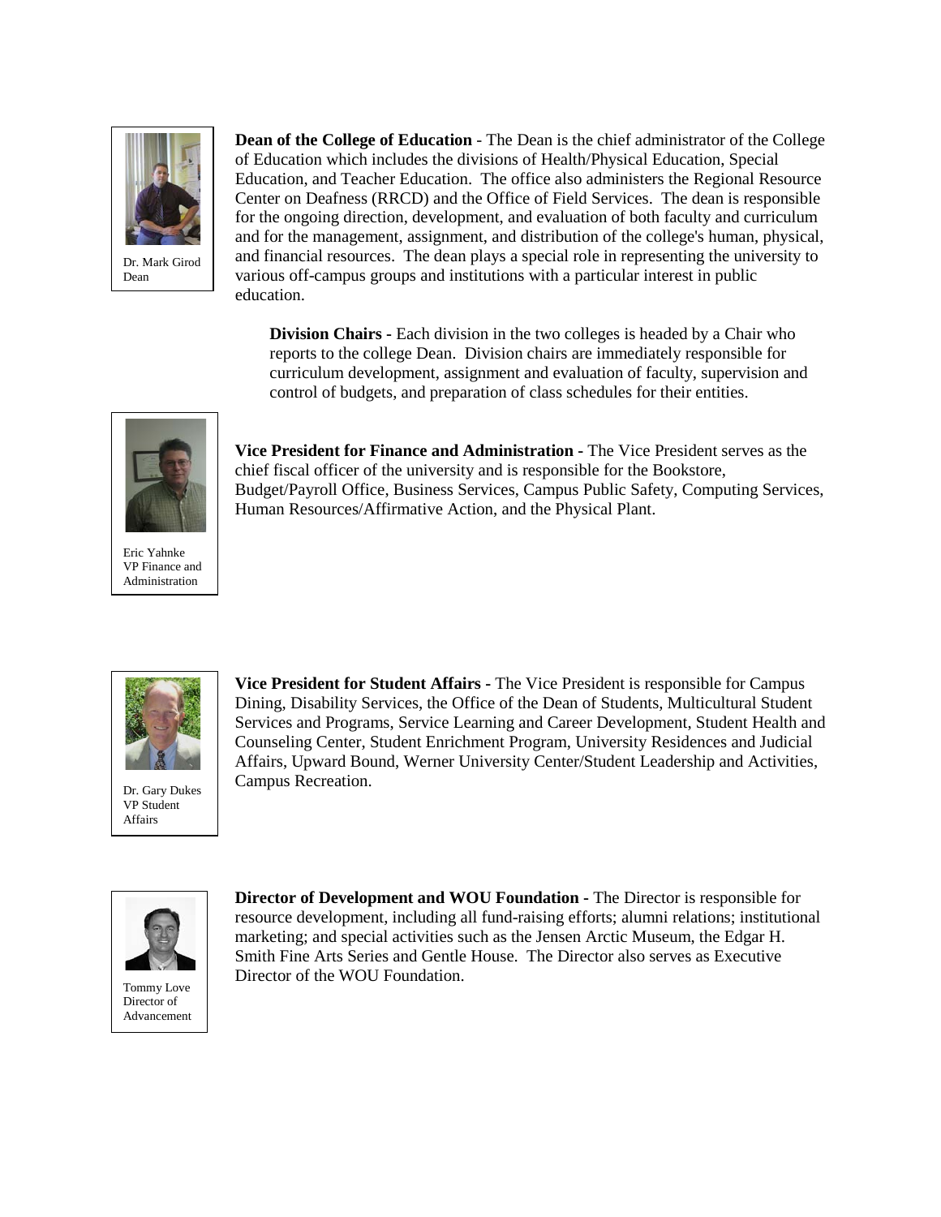Dr. Mark Girod
Dean

**Dean of the College of Education** - The Dean is the chief administrator of the College of Education which includes the divisions of Health/Physical Education, Special Education, and Teacher Education. The office also administers the Regional Resource Center on Deafness (RRCD) and the Office of Field Services. The dean is responsible for the ongoing direction, development, and evaluation of both faculty and curriculum and for the management, assignment, and distribution of the college's human, physical, and financial resources. The dean plays a special role in representing the university to various off-campus groups and institutions with a particular interest in public education.

**Division Chairs -** Each division in the two colleges is headed by a Chair who reports to the college Dean. Division chairs are immediately responsible for curriculum development, assignment and evaluation of faculty, supervision and control of budgets, and preparation of class schedules for their entities.

Eric Yahnke
VP Finance and Administration

**Vice President for Finance and Administration -** The Vice President serves as the chief fiscal officer of the university and is responsible for the Bookstore, Budget/Payroll Office, Business Services, Campus Public Safety, Computing Services, Human Resources/Affirmative Action, and the Physical Plant.

Dr. Gary Dukes
VP Student Affairs

**Vice President for Student Affairs -** The Vice President is responsible for Campus Dining, Disability Services, the Office of the Dean of Students, Multicultural Student Services and Programs, Service Learning and Career Development, Student Health and Counseling Center, Student Enrichment Program, University Residences and Judicial Affairs, Upward Bound, Werner University Center/Student Leadership and Activities, Campus Recreation.

Tommy Love
Director of Advancement

**Director of Development and WOU Foundation -** The Director is responsible for resource development, including all fund-raising efforts; alumni relations; institutional marketing; and special activities such as the Jensen Arctic Museum, the Edgar H. Smith Fine Arts Series and Gentle House. The Director also serves as Executive Director of the WOU Foundation.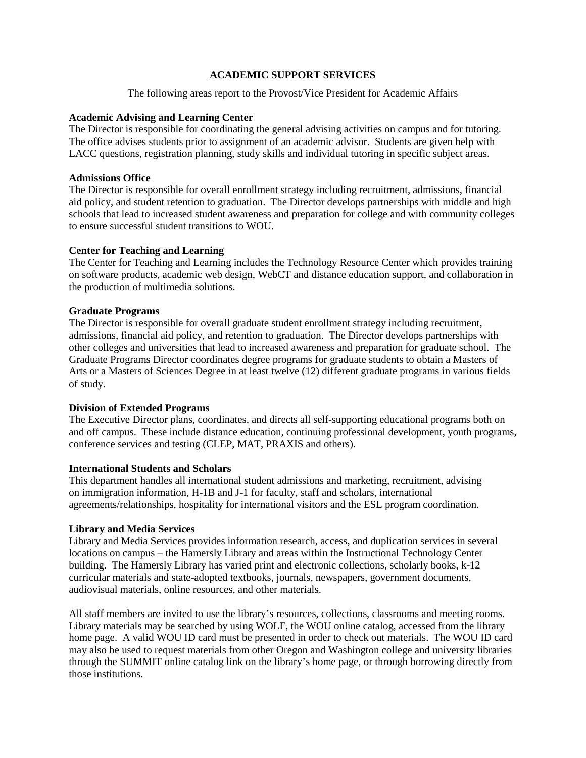## ACADEMIC SUPPORT SERVICES

The following areas report to the Provost/Vice President for Academic Affairs

**Academic Advising and Learning Center**
The Director is responsible for coordinating the general advising activities on campus and for tutoring. The office advises students prior to assignment of an academic advisor. Students are given help with LACC questions, registration planning, study skills and individual tutoring in specific subject areas.

**Admissions Office**
The Director is responsible for overall enrollment strategy including recruitment, admissions, financial aid policy, and student retention to graduation. The Director develops partnerships with middle and high schools that lead to increased student awareness and preparation for college and with community colleges to ensure successful student transitions to WOU.

**Center for Teaching and Learning**
The Center for Teaching and Learning includes the Technology Resource Center which provides training on software products, academic web design, WebCT and distance education support, and collaboration in the production of multimedia solutions.

**Graduate Programs**
The Director is responsible for overall graduate student enrollment strategy including recruitment, admissions, financial aid policy, and retention to graduation. The Director develops partnerships with other colleges and universities that lead to increased awareness and preparation for graduate school. The Graduate Programs Director coordinates degree programs for graduate students to obtain a Masters of Arts or a Masters of Sciences Degree in at least twelve (12) different graduate programs in various fields of study.

**Division of Extended Programs**
The Executive Director plans, coordinates, and directs all self-supporting educational programs both on and off campus. These include distance education, continuing professional development, youth programs, conference services and testing (CLEP, MAT, PRAXIS and others).

**International Students and Scholars**
This department handles all international student admissions and marketing, recruitment, advising on immigration information, H-1B and J-1 for faculty, staff and scholars, international agreements/relationships, hospitality for international visitors and the ESL program coordination.

**Library and Media Services**
Library and Media Services provides information research, access, and duplication services in several locations on campus – the Hamersly Library and areas within the Instructional Technology Center building. The Hamersly Library has varied print and electronic collections, scholarly books, k-12 curricular materials and state-adopted textbooks, journals, newspapers, government documents, audiovisual materials, online resources, and other materials.

All staff members are invited to use the library's resources, collections, classrooms and meeting rooms. Library materials may be searched by using WOLF, the WOU online catalog, accessed from the library home page. A valid WOU ID card must be presented in order to check out materials. The WOU ID card may also be used to request materials from other Oregon and Washington college and university libraries through the SUMMIT online catalog link on the library's home page, or through borrowing directly from those institutions.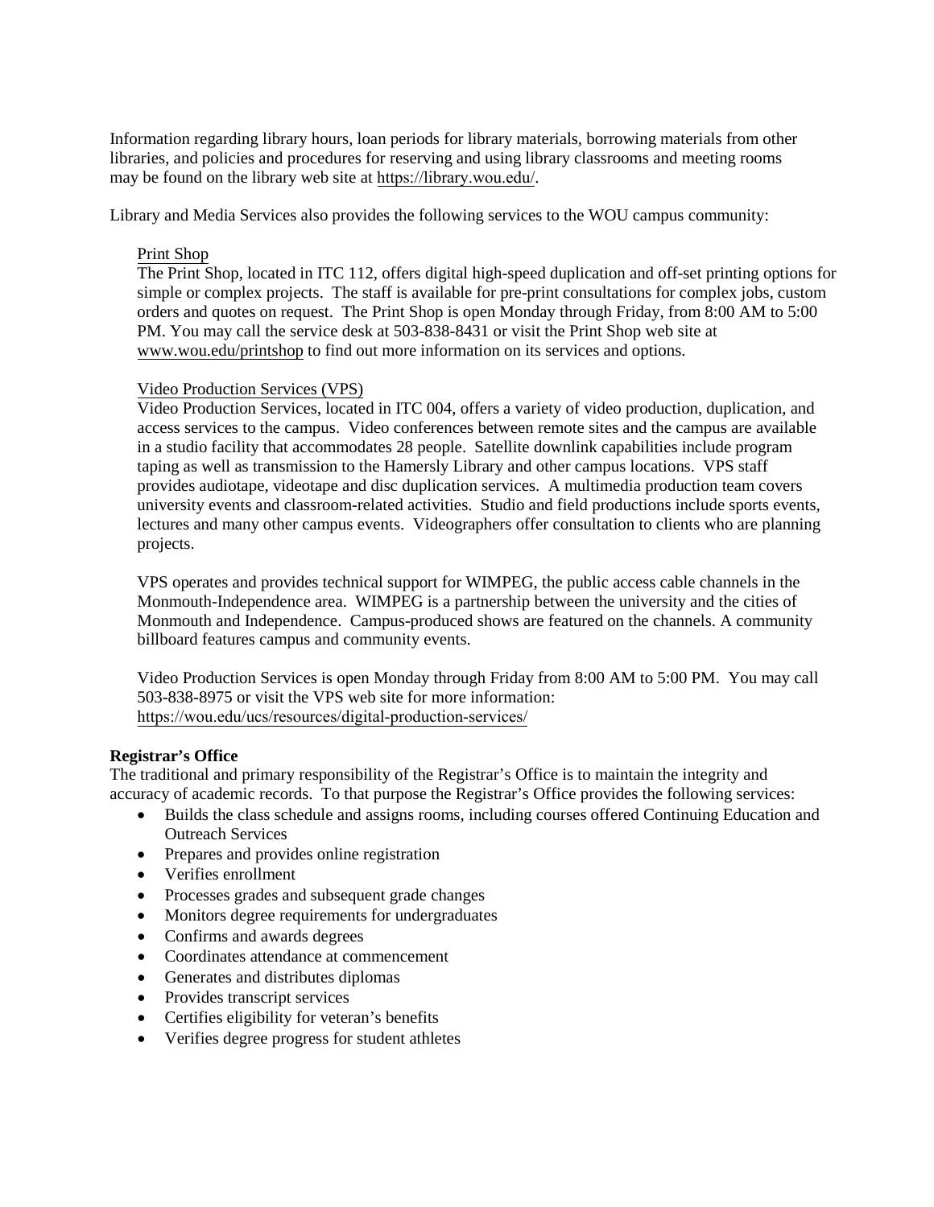Information regarding library hours, loan periods for library materials, borrowing materials from other libraries, and policies and procedures for reserving and using library classrooms and meeting rooms may be found on the library web site at https://library.wou.edu/.

Library and Media Services also provides the following services to the WOU campus community:

Print Shop

The Print Shop, located in ITC 112, offers digital high-speed duplication and off-set printing options for simple or complex projects. The staff is available for pre-print consultations for complex jobs, custom orders and quotes on request. The Print Shop is open Monday through Friday, from 8:00 AM to 5:00 PM. You may call the service desk at 503-838-8431 or visit the Print Shop web site at www.wou.edu/printshop to find out more information on its services and options.

Video Production Services (VPS)

Video Production Services, located in ITC 004, offers a variety of video production, duplication, and access services to the campus. Video conferences between remote sites and the campus are available in a studio facility that accommodates 28 people. Satellite downlink capabilities include program taping as well as transmission to the Hamersly Library and other campus locations. VPS staff provides audiotape, videotape and disc duplication services. A multimedia production team covers university events and classroom-related activities. Studio and field productions include sports events, lectures and many other campus events. Videographers offer consultation to clients who are planning projects.

VPS operates and provides technical support for WIMPEG, the public access cable channels in the Monmouth-Independence area. WIMPEG is a partnership between the university and the cities of Monmouth and Independence. Campus-produced shows are featured on the channels. A community billboard features campus and community events.

Video Production Services is open Monday through Friday from 8:00 AM to 5:00 PM. You may call 503-838-8975 or visit the VPS web site for more information: https://wou.edu/ucs/resources/digital-production-services/

**Registrar's Office**

The traditional and primary responsibility of the Registrar's Office is to maintain the integrity and accuracy of academic records. To that purpose the Registrar's Office provides the following services:

- Builds the class schedule and assigns rooms, including courses offered Continuing Education and Outreach Services
- Prepares and provides online registration
- Verifies enrollment
- Processes grades and subsequent grade changes
- Monitors degree requirements for undergraduates
- Confirms and awards degrees
- Coordinates attendance at commencement
- Generates and distributes diplomas
- Provides transcript services
- Certifies eligibility for veteran's benefits
- Verifies degree progress for student athletes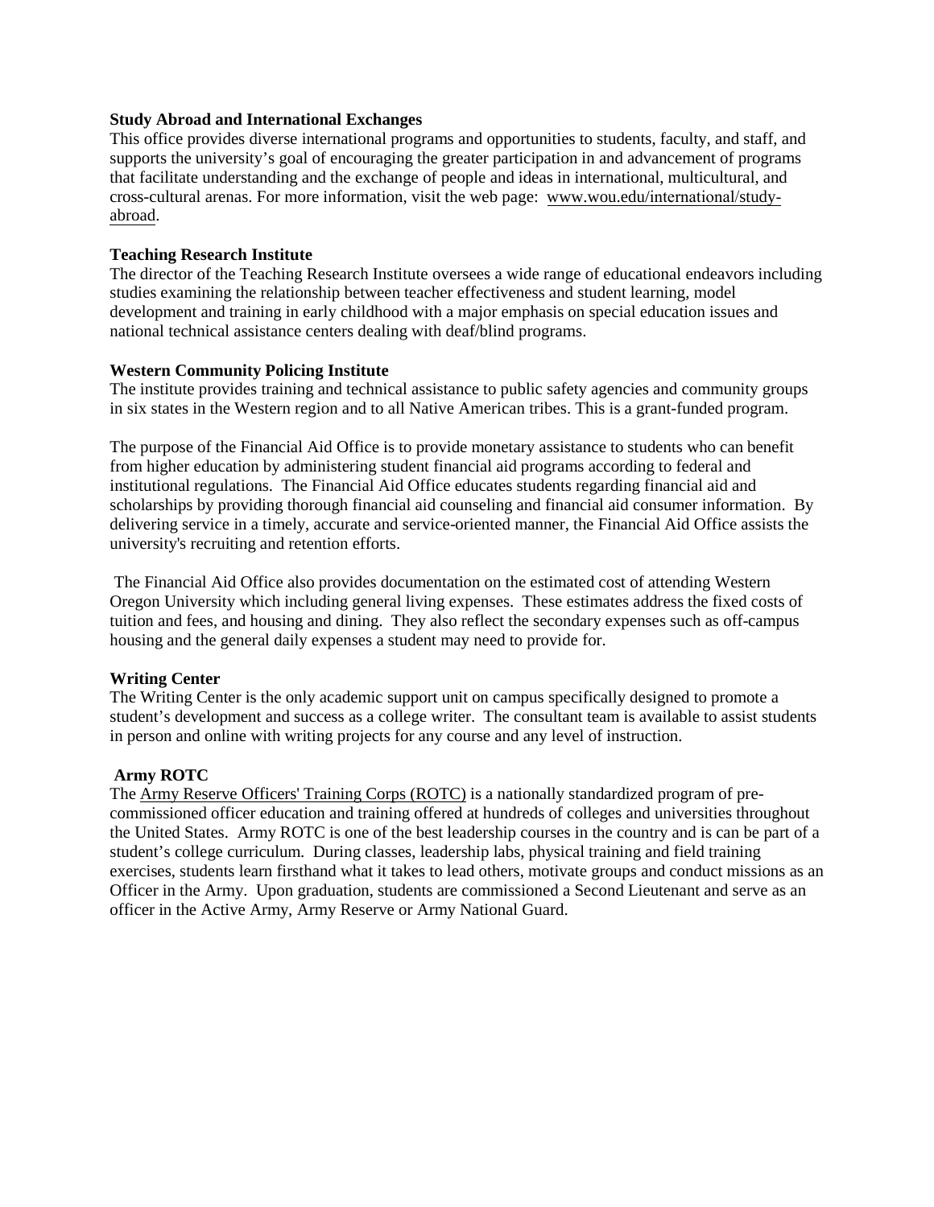**Study Abroad and International Exchanges**
This office provides diverse international programs and opportunities to students, faculty, and staff, and supports the university's goal of encouraging the greater participation in and advancement of programs that facilitate understanding and the exchange of people and ideas in international, multicultural, and cross-cultural arenas. For more information, visit the web page: www.wou.edu/international/study-abroad.

**Teaching Research Institute**
The director of the Teaching Research Institute oversees a wide range of educational endeavors including studies examining the relationship between teacher effectiveness and student learning, model development and training in early childhood with a major emphasis on special education issues and national technical assistance centers dealing with deaf/blind programs.

**Western Community Policing Institute**
The institute provides training and technical assistance to public safety agencies and community groups in six states in the Western region and to all Native American tribes. This is a grant-funded program.

The purpose of the Financial Aid Office is to provide monetary assistance to students who can benefit from higher education by administering student financial aid programs according to federal and institutional regulations. The Financial Aid Office educates students regarding financial aid and scholarships by providing thorough financial aid counseling and financial aid consumer information. By delivering service in a timely, accurate and service-oriented manner, the Financial Aid Office assists the university's recruiting and retention efforts.

The Financial Aid Office also provides documentation on the estimated cost of attending Western Oregon University which including general living expenses. These estimates address the fixed costs of tuition and fees, and housing and dining. They also reflect the secondary expenses such as off-campus housing and the general daily expenses a student may need to provide for.

**Writing Center**
The Writing Center is the only academic support unit on campus specifically designed to promote a student's development and success as a college writer. The consultant team is available to assist students in person and online with writing projects for any course and any level of instruction.

**Army ROTC**
The Army Reserve Officers' Training Corps (ROTC) is a nationally standardized program of pre-commissioned officer education and training offered at hundreds of colleges and universities throughout the United States. Army ROTC is one of the best leadership courses in the country and is can be part of a student's college curriculum. During classes, leadership labs, physical training and field training exercises, students learn firsthand what it takes to lead others, motivate groups and conduct missions as an Officer in the Army. Upon graduation, students are commissioned a Second Lieutenant and serve as an officer in the Active Army, Army Reserve or Army National Guard.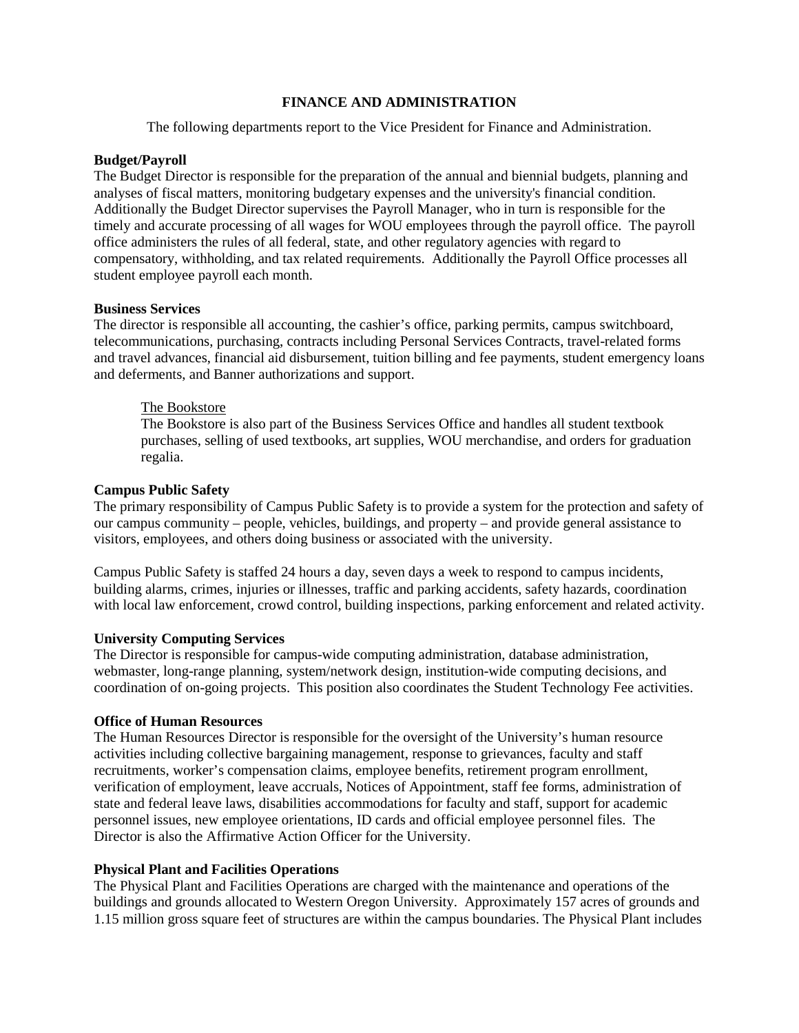## FINANCE AND ADMINISTRATION

The following departments report to the Vice President for Finance and Administration.

**Budget/Payroll**
The Budget Director is responsible for the preparation of the annual and biennial budgets, planning and analyses of fiscal matters, monitoring budgetary expenses and the university's financial condition. Additionally the Budget Director supervises the Payroll Manager, who in turn is responsible for the timely and accurate processing of all wages for WOU employees through the payroll office. The payroll office administers the rules of all federal, state, and other regulatory agencies with regard to compensatory, withholding, and tax related requirements. Additionally the Payroll Office processes all student employee payroll each month.

**Business Services**
The director is responsible all accounting, the cashier's office, parking permits, campus switchboard, telecommunications, purchasing, contracts including Personal Services Contracts, travel-related forms and travel advances, financial aid disbursement, tuition billing and fee payments, student emergency loans and deferments, and Banner authorizations and support.

> The Bookstore
> The Bookstore is also part of the Business Services Office and handles all student textbook purchases, selling of used textbooks, art supplies, WOU merchandise, and orders for graduation regalia.

**Campus Public Safety**
The primary responsibility of Campus Public Safety is to provide a system for the protection and safety of our campus community – people, vehicles, buildings, and property – and provide general assistance to visitors, employees, and others doing business or associated with the university.

Campus Public Safety is staffed 24 hours a day, seven days a week to respond to campus incidents, building alarms, crimes, injuries or illnesses, traffic and parking accidents, safety hazards, coordination with local law enforcement, crowd control, building inspections, parking enforcement and related activity.

**University Computing Services**
The Director is responsible for campus-wide computing administration, database administration, webmaster, long-range planning, system/network design, institution-wide computing decisions, and coordination of on-going projects. This position also coordinates the Student Technology Fee activities.

**Office of Human Resources**
The Human Resources Director is responsible for the oversight of the University's human resource activities including collective bargaining management, response to grievances, faculty and staff recruitments, worker's compensation claims, employee benefits, retirement program enrollment, verification of employment, leave accruals, Notices of Appointment, staff fee forms, administration of state and federal leave laws, disabilities accommodations for faculty and staff, support for academic personnel issues, new employee orientations, ID cards and official employee personnel files. The Director is also the Affirmative Action Officer for the University.

**Physical Plant and Facilities Operations**
The Physical Plant and Facilities Operations are charged with the maintenance and operations of the buildings and grounds allocated to Western Oregon University. Approximately 157 acres of grounds and 1.15 million gross square feet of structures are within the campus boundaries. The Physical Plant includes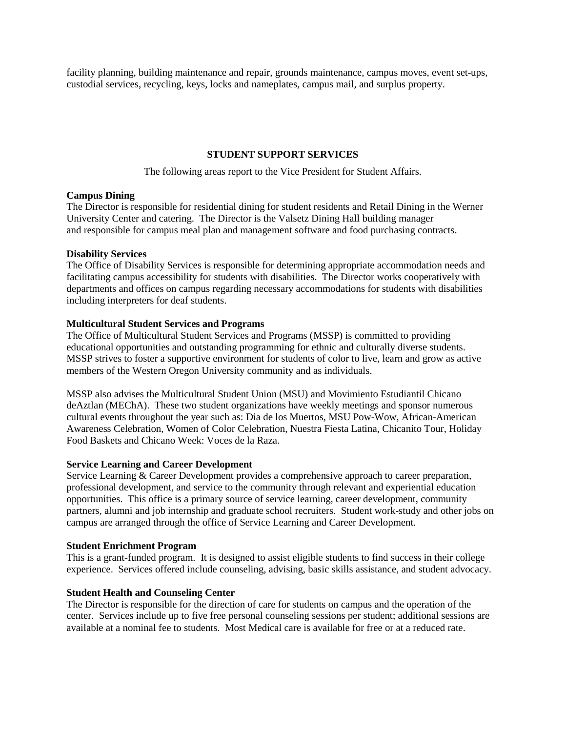facility planning, building maintenance and repair, grounds maintenance, campus moves, event set-ups, custodial services, recycling, keys, locks and nameplates, campus mail, and surplus property.

## STUDENT SUPPORT SERVICES

The following areas report to the Vice President for Student Affairs.

**Campus Dining**
The Director is responsible for residential dining for student residents and Retail Dining in the Werner University Center and catering. The Director is the Valsetz Dining Hall building manager and responsible for campus meal plan and management software and food purchasing contracts.

**Disability Services**
The Office of Disability Services is responsible for determining appropriate accommodation needs and facilitating campus accessibility for students with disabilities. The Director works cooperatively with departments and offices on campus regarding necessary accommodations for students with disabilities including interpreters for deaf students.

**Multicultural Student Services and Programs**
The Office of Multicultural Student Services and Programs (MSSP) is committed to providing educational opportunities and outstanding programming for ethnic and culturally diverse students. MSSP strives to foster a supportive environment for students of color to live, learn and grow as active members of the Western Oregon University community and as individuals.

MSSP also advises the Multicultural Student Union (MSU) and Movimiento Estudiantil Chicano deAztlan (MEChA). These two student organizations have weekly meetings and sponsor numerous cultural events throughout the year such as: Dia de los Muertos, MSU Pow-Wow, African-American Awareness Celebration, Women of Color Celebration, Nuestra Fiesta Latina, Chicanito Tour, Holiday Food Baskets and Chicano Week: Voces de la Raza.

**Service Learning and Career Development**
Service Learning & Career Development provides a comprehensive approach to career preparation, professional development, and service to the community through relevant and experiential education opportunities. This office is a primary source of service learning, career development, community partners, alumni and job internship and graduate school recruiters. Student work-study and other jobs on campus are arranged through the office of Service Learning and Career Development.

**Student Enrichment Program**
This is a grant-funded program. It is designed to assist eligible students to find success in their college experience. Services offered include counseling, advising, basic skills assistance, and student advocacy.

**Student Health and Counseling Center**
The Director is responsible for the direction of care for students on campus and the operation of the center. Services include up to five free personal counseling sessions per student; additional sessions are available at a nominal fee to students. Most Medical care is available for free or at a reduced rate.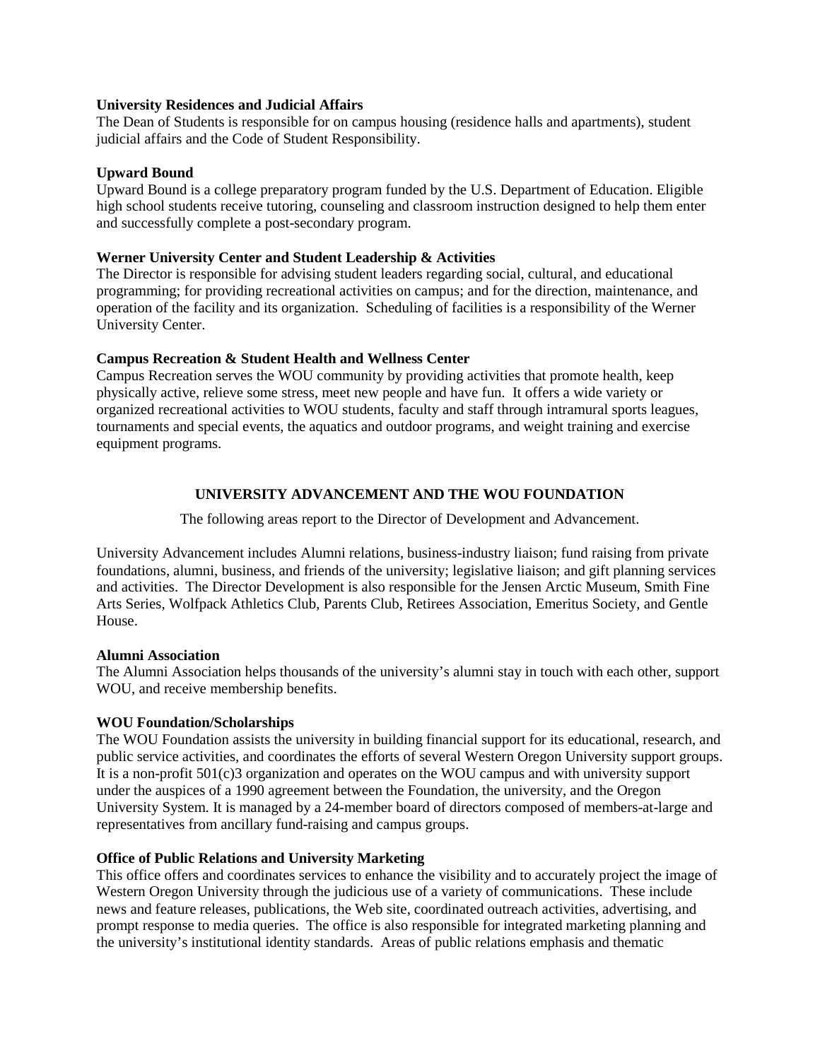**University Residences and Judicial Affairs**
The Dean of Students is responsible for on campus housing (residence halls and apartments), student judicial affairs and the Code of Student Responsibility.

**Upward Bound**
Upward Bound is a college preparatory program funded by the U.S. Department of Education. Eligible high school students receive tutoring, counseling and classroom instruction designed to help them enter and successfully complete a post-secondary program.

**Werner University Center and Student Leadership & Activities**
The Director is responsible for advising student leaders regarding social, cultural, and educational programming; for providing recreational activities on campus; and for the direction, maintenance, and operation of the facility and its organization. Scheduling of facilities is a responsibility of the Werner University Center.

**Campus Recreation & Student Health and Wellness Center**
Campus Recreation serves the WOU community by providing activities that promote health, keep physically active, relieve some stress, meet new people and have fun. It offers a wide variety or organized recreational activities to WOU students, faculty and staff through intramural sports leagues, tournaments and special events, the aquatics and outdoor programs, and weight training and exercise equipment programs.

## UNIVERSITY ADVANCEMENT AND THE WOU FOUNDATION

The following areas report to the Director of Development and Advancement.

University Advancement includes Alumni relations, business-industry liaison; fund raising from private foundations, alumni, business, and friends of the university; legislative liaison; and gift planning services and activities. The Director Development is also responsible for the Jensen Arctic Museum, Smith Fine Arts Series, Wolfpack Athletics Club, Parents Club, Retirees Association, Emeritus Society, and Gentle House.

**Alumni Association**
The Alumni Association helps thousands of the university's alumni stay in touch with each other, support WOU, and receive membership benefits.

**WOU Foundation/Scholarships**
The WOU Foundation assists the university in building financial support for its educational, research, and public service activities, and coordinates the efforts of several Western Oregon University support groups. It is a non-profit 501(c)3 organization and operates on the WOU campus and with university support under the auspices of a 1990 agreement between the Foundation, the university, and the Oregon University System. It is managed by a 24-member board of directors composed of members-at-large and representatives from ancillary fund-raising and campus groups.

**Office of Public Relations and University Marketing**
This office offers and coordinates services to enhance the visibility and to accurately project the image of Western Oregon University through the judicious use of a variety of communications. These include news and feature releases, publications, the Web site, coordinated outreach activities, advertising, and prompt response to media queries. The office is also responsible for integrated marketing planning and the university's institutional identity standards. Areas of public relations emphasis and thematic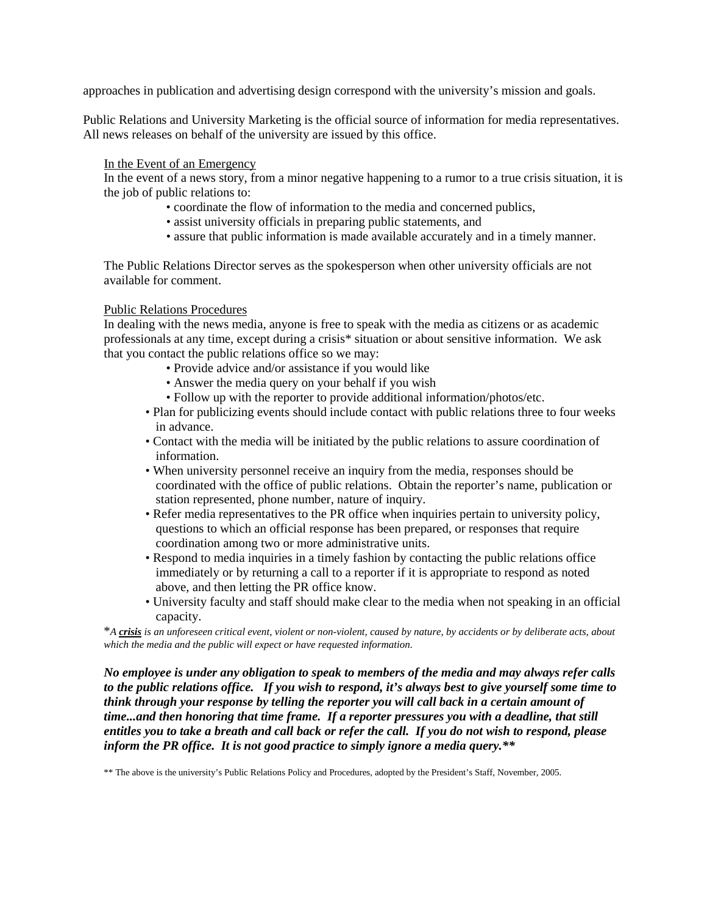approaches in publication and advertising design correspond with the university's mission and goals.

Public Relations and University Marketing is the official source of information for media representatives. All news releases on behalf of the university are issued by this office.

In the Event of an Emergency

In the event of a news story, from a minor negative happening to a rumor to a true crisis situation, it is the job of public relations to:

- coordinate the flow of information to the media and concerned publics,
- assist university officials in preparing public statements, and
- assure that public information is made available accurately and in a timely manner.

The Public Relations Director serves as the spokesperson when other university officials are not available for comment.

Public Relations Procedures

In dealing with the news media, anyone is free to speak with the media as citizens or as academic professionals at any time, except during a crisis* situation or about sensitive information. We ask that you contact the public relations office so we may:

- Provide advice and/or assistance if you would like
- Answer the media query on your behalf if you wish
- Follow up with the reporter to provide additional information/photos/etc.

- Plan for publicizing events should include contact with public relations three to four weeks in advance.
- Contact with the media will be initiated by the public relations to assure coordination of information.
- When university personnel receive an inquiry from the media, responses should be coordinated with the office of public relations. Obtain the reporter's name, publication or station represented, phone number, nature of inquiry.
- Refer media representatives to the PR office when inquiries pertain to university policy, questions to which an official response has been prepared, or responses that require coordination among two or more administrative units.
- Respond to media inquiries in a timely fashion by contacting the public relations office immediately or by returning a call to a reporter if it is appropriate to respond as noted above, and then letting the PR office know.
- University faculty and staff should make clear to the media when not speaking in an official capacity.

**A* ***crisis*** *is an unforeseen critical event, violent or non-violent, caused by nature, by accidents or by deliberate acts, about which the media and the public will expect or have requested information.*

***No employee is under any obligation to speak to members of the media and may always refer calls to the public relations office. If you wish to respond, it's always best to give yourself some time to think through your response by telling the reporter you will call back in a certain amount of time...and then honoring that time frame. If a reporter pressures you with a deadline, that still entitles you to take a breath and call back or refer the call. If you do not wish to respond, please inform the PR office. It is not good practice to simply ignore a media query.*****

** The above is the university's Public Relations Policy and Procedures, adopted by the President's Staff, November, 2005.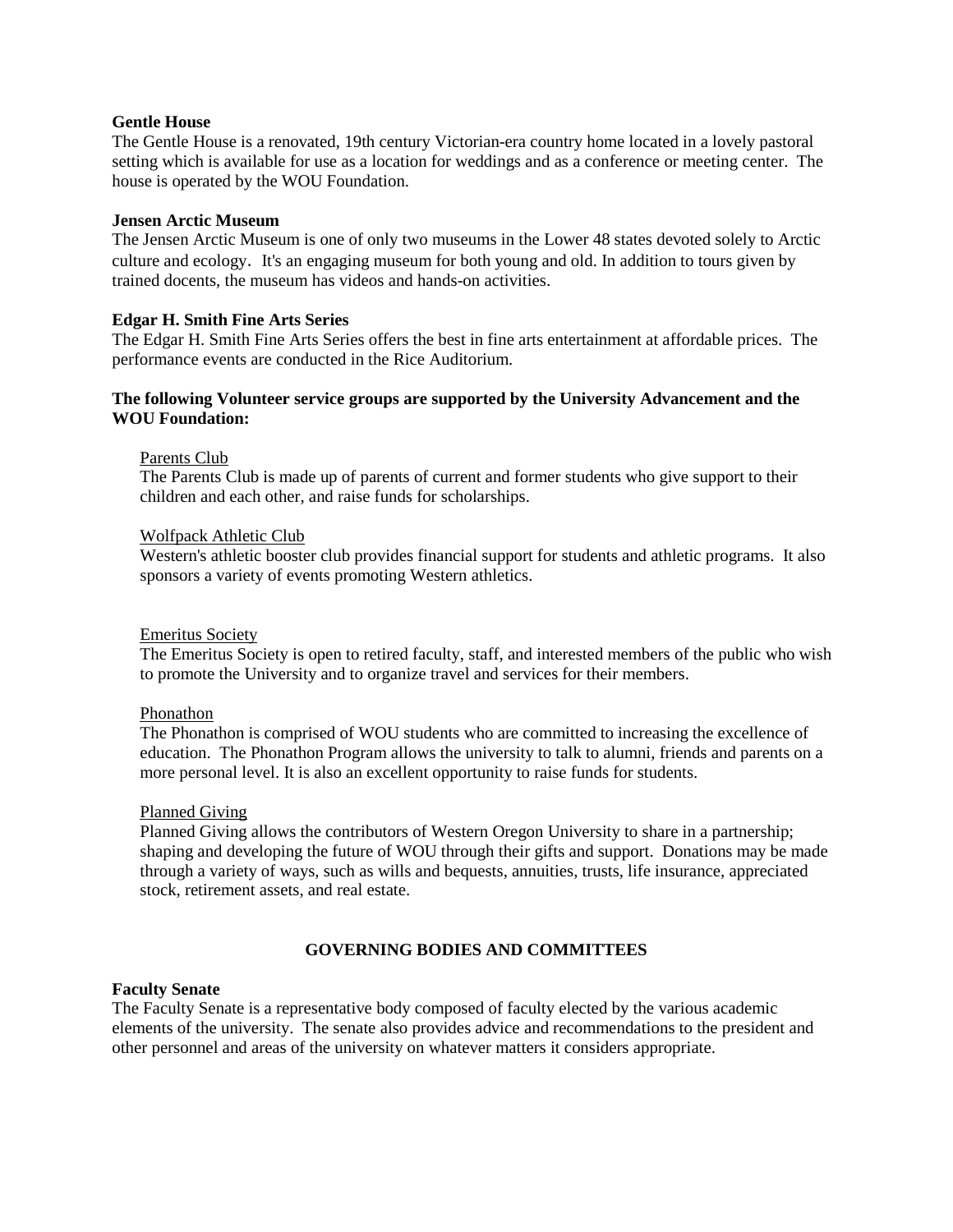**Gentle House**
The Gentle House is a renovated, 19th century Victorian-era country home located in a lovely pastoral setting which is available for use as a location for weddings and as a conference or meeting center. The house is operated by the WOU Foundation.

**Jensen Arctic Museum**
The Jensen Arctic Museum is one of only two museums in the Lower 48 states devoted solely to Arctic culture and ecology. It's an engaging museum for both young and old. In addition to tours given by trained docents, the museum has videos and hands-on activities.

**Edgar H. Smith Fine Arts Series**
The Edgar H. Smith Fine Arts Series offers the best in fine arts entertainment at affordable prices. The performance events are conducted in the Rice Auditorium.

**The following Volunteer service groups are supported by the University Advancement and the WOU Foundation:**

Parents Club
The Parents Club is made up of parents of current and former students who give support to their children and each other, and raise funds for scholarships.

Wolfpack Athletic Club
Western's athletic booster club provides financial support for students and athletic programs. It also sponsors a variety of events promoting Western athletics.

Emeritus Society
The Emeritus Society is open to retired faculty, staff, and interested members of the public who wish to promote the University and to organize travel and services for their members.

Phonathon
The Phonathon is comprised of WOU students who are committed to increasing the excellence of education. The Phonathon Program allows the university to talk to alumni, friends and parents on a more personal level. It is also an excellent opportunity to raise funds for students.

Planned Giving
Planned Giving allows the contributors of Western Oregon University to share in a partnership; shaping and developing the future of WOU through their gifts and support. Donations may be made through a variety of ways, such as wills and bequests, annuities, trusts, life insurance, appreciated stock, retirement assets, and real estate.

## GOVERNING BODIES AND COMMITTEES

**Faculty Senate**
The Faculty Senate is a representative body composed of faculty elected by the various academic elements of the university. The senate also provides advice and recommendations to the president and other personnel and areas of the university on whatever matters it considers appropriate.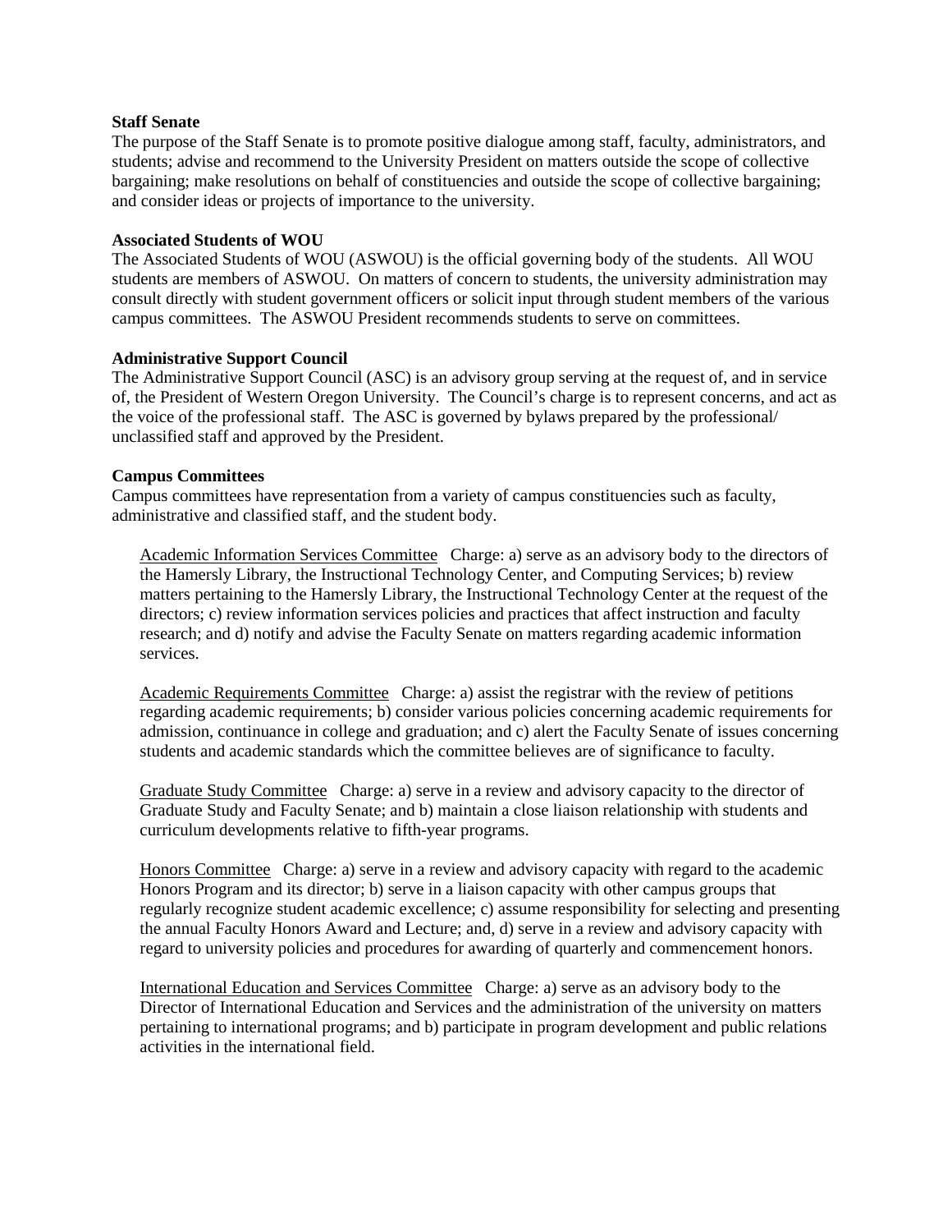**Staff Senate**

The purpose of the Staff Senate is to promote positive dialogue among staff, faculty, administrators, and students; advise and recommend to the University President on matters outside the scope of collective bargaining; make resolutions on behalf of constituencies and outside the scope of collective bargaining; and consider ideas or projects of importance to the university.

**Associated Students of WOU**

The Associated Students of WOU (ASWOU) is the official governing body of the students. All WOU students are members of ASWOU. On matters of concern to students, the university administration may consult directly with student government officers or solicit input through student members of the various campus committees. The ASWOU President recommends students to serve on committees.

**Administrative Support Council**

The Administrative Support Council (ASC) is an advisory group serving at the request of, and in service of, the President of Western Oregon University. The Council's charge is to represent concerns, and act as the voice of the professional staff. The ASC is governed by bylaws prepared by the professional/ unclassified staff and approved by the President.

**Campus Committees**

Campus committees have representation from a variety of campus constituencies such as faculty, administrative and classified staff, and the student body.

Academic Information Services Committee Charge: a) serve as an advisory body to the directors of the Hamersly Library, the Instructional Technology Center, and Computing Services; b) review matters pertaining to the Hamersly Library, the Instructional Technology Center at the request of the directors; c) review information services policies and practices that affect instruction and faculty research; and d) notify and advise the Faculty Senate on matters regarding academic information services.

Academic Requirements Committee Charge: a) assist the registrar with the review of petitions regarding academic requirements; b) consider various policies concerning academic requirements for admission, continuance in college and graduation; and c) alert the Faculty Senate of issues concerning students and academic standards which the committee believes are of significance to faculty.

Graduate Study Committee Charge: a) serve in a review and advisory capacity to the director of Graduate Study and Faculty Senate; and b) maintain a close liaison relationship with students and curriculum developments relative to fifth-year programs.

Honors Committee Charge: a) serve in a review and advisory capacity with regard to the academic Honors Program and its director; b) serve in a liaison capacity with other campus groups that regularly recognize student academic excellence; c) assume responsibility for selecting and presenting the annual Faculty Honors Award and Lecture; and, d) serve in a review and advisory capacity with regard to university policies and procedures for awarding of quarterly and commencement honors.

International Education and Services Committee Charge: a) serve as an advisory body to the Director of International Education and Services and the administration of the university on matters pertaining to international programs; and b) participate in program development and public relations activities in the international field.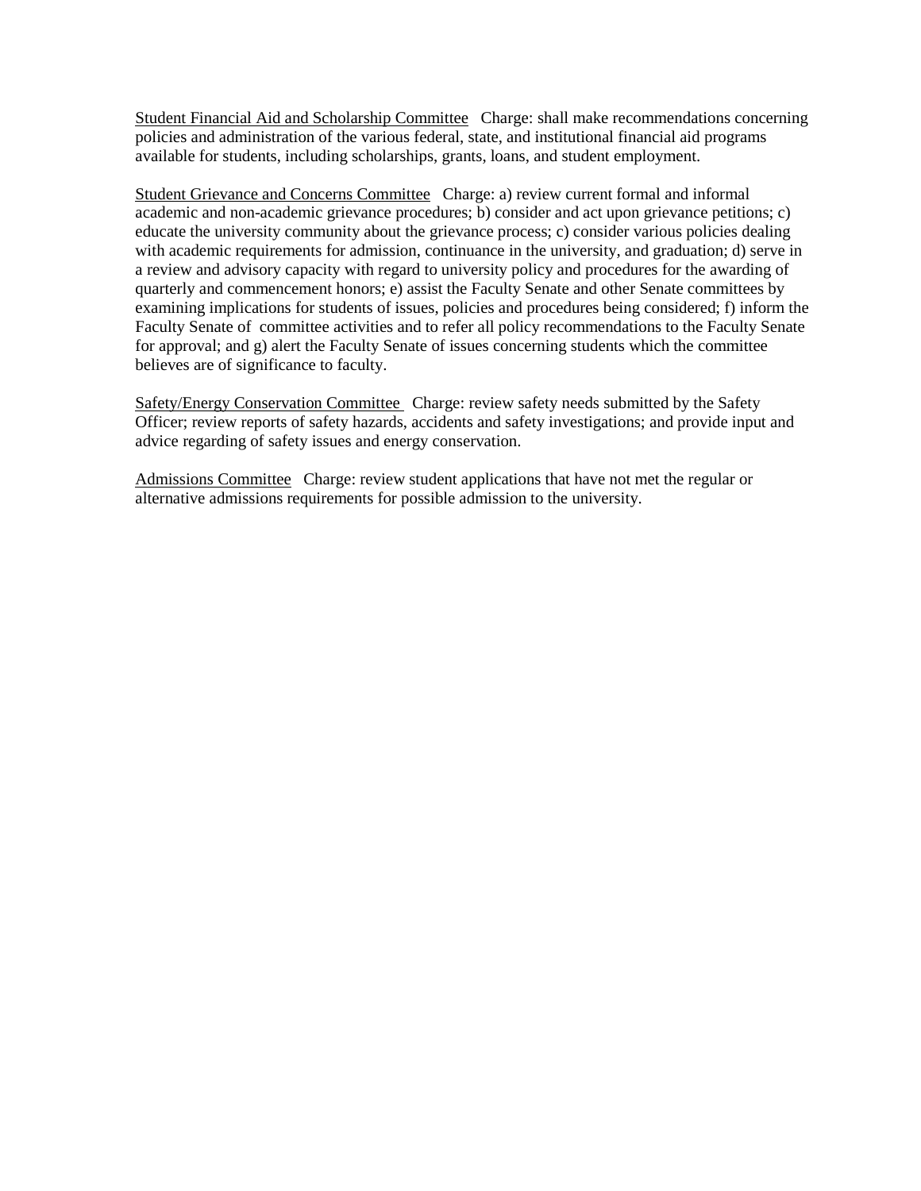Student Financial Aid and Scholarship Committee   Charge: shall make recommendations concerning policies and administration of the various federal, state, and institutional financial aid programs available for students, including scholarships, grants, loans, and student employment.

Student Grievance and Concerns Committee   Charge: a) review current formal and informal academic and non-academic grievance procedures; b) consider and act upon grievance petitions; c) educate the university community about the grievance process; c) consider various policies dealing with academic requirements for admission, continuance in the university, and graduation; d) serve in a review and advisory capacity with regard to university policy and procedures for the awarding of quarterly and commencement honors; e) assist the Faculty Senate and other Senate committees by examining implications for students of issues, policies and procedures being considered; f) inform the Faculty Senate of committee activities and to refer all policy recommendations to the Faculty Senate for approval; and g) alert the Faculty Senate of issues concerning students which the committee believes are of significance to faculty.

Safety/Energy Conservation Committee   Charge: review safety needs submitted by the Safety Officer; review reports of safety hazards, accidents and safety investigations; and provide input and advice regarding of safety issues and energy conservation.

Admissions Committee   Charge: review student applications that have not met the regular or alternative admissions requirements for possible admission to the university.